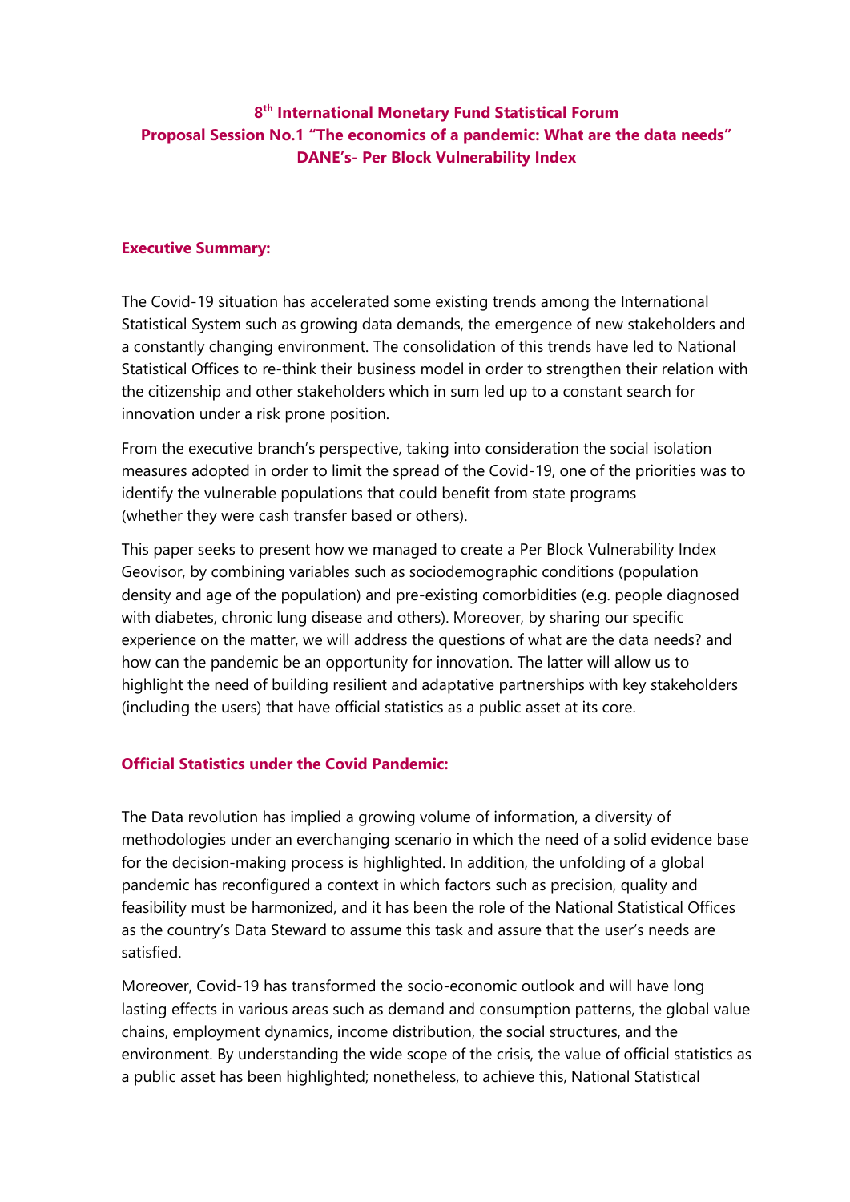**8th International Monetary Fund Statistical Forum**
**Proposal Session No.1 "The economics of a pandemic: What are the data needs"**
**DANE's- Per Block Vulnerability Index**

## Executive Summary:

The Covid-19 situation has accelerated some existing trends among the International Statistical System such as growing data demands, the emergence of new stakeholders and a constantly changing environment. The consolidation of this trends have led to National Statistical Offices to re-think their business model in order to strengthen their relation with the citizenship and other stakeholders which in sum led up to a constant search for innovation under a risk prone position.

From the executive branch's perspective, taking into consideration the social isolation measures adopted in order to limit the spread of the Covid-19, one of the priorities was to identify the vulnerable populations that could benefit from state programs (whether they were cash transfer based or others).

This paper seeks to present how we managed to create a Per Block Vulnerability Index Geovisor, by combining variables such as sociodemographic conditions (population density and age of the population) and pre-existing comorbidities (e.g. people diagnosed with diabetes, chronic lung disease and others). Moreover, by sharing our specific experience on the matter, we will address the questions of what are the data needs? and how can the pandemic be an opportunity for innovation. The latter will allow us to highlight the need of building resilient and adaptative partnerships with key stakeholders (including the users) that have official statistics as a public asset at its core.

## Official Statistics under the Covid Pandemic:

The Data revolution has implied a growing volume of information, a diversity of methodologies under an everchanging scenario in which the need of a solid evidence base for the decision-making process is highlighted. In addition, the unfolding of a global pandemic has reconfigured a context in which factors such as precision, quality and feasibility must be harmonized, and it has been the role of the National Statistical Offices as the country's Data Steward to assume this task and assure that the user's needs are satisfied.

Moreover, Covid-19 has transformed the socio-economic outlook and will have long lasting effects in various areas such as demand and consumption patterns, the global value chains, employment dynamics, income distribution, the social structures, and the environment. By understanding the wide scope of the crisis, the value of official statistics as a public asset has been highlighted; nonetheless, to achieve this, National Statistical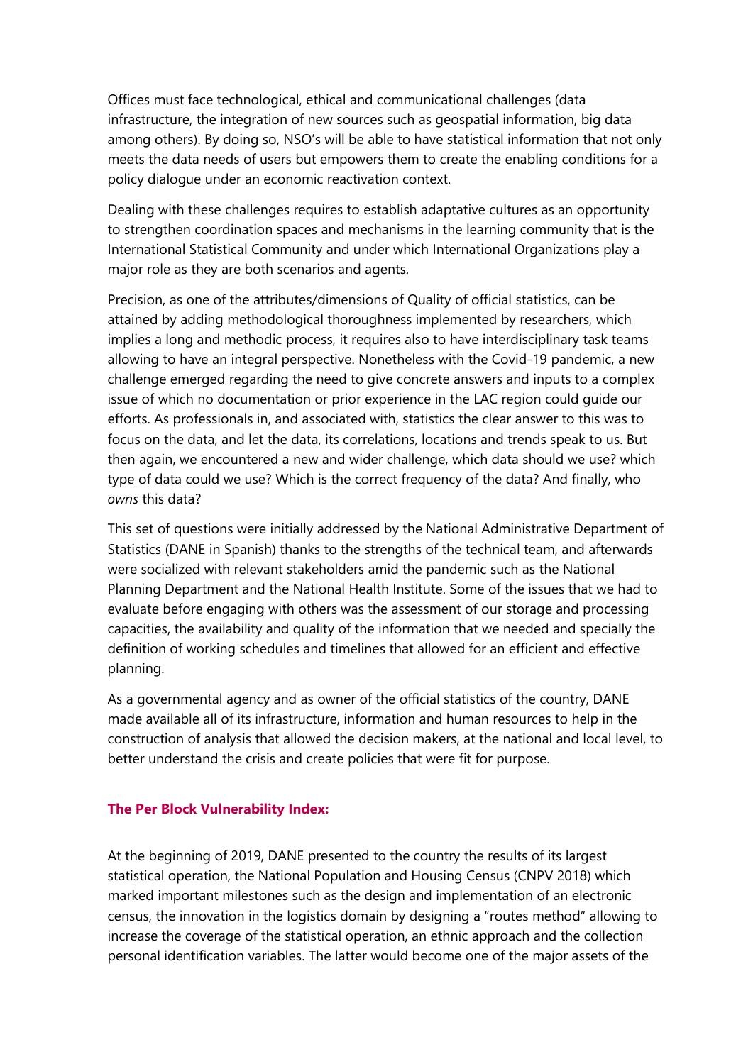Offices must face technological, ethical and communicational challenges (data infrastructure, the integration of new sources such as geospatial information, big data among others). By doing so, NSO's will be able to have statistical information that not only meets the data needs of users but empowers them to create the enabling conditions for a policy dialogue under an economic reactivation context.

Dealing with these challenges requires to establish adaptative cultures as an opportunity to strengthen coordination spaces and mechanisms in the learning community that is the International Statistical Community and under which International Organizations play a major role as they are both scenarios and agents.

Precision, as one of the attributes/dimensions of Quality of official statistics, can be attained by adding methodological thoroughness implemented by researchers, which implies a long and methodic process, it requires also to have interdisciplinary task teams allowing to have an integral perspective. Nonetheless with the Covid-19 pandemic, a new challenge emerged regarding the need to give concrete answers and inputs to a complex issue of which no documentation or prior experience in the LAC region could guide our efforts. As professionals in, and associated with, statistics the clear answer to this was to focus on the data, and let the data, its correlations, locations and trends speak to us. But then again, we encountered a new and wider challenge, which data should we use? which type of data could we use? Which is the correct frequency of the data? And finally, who *owns* this data?

This set of questions were initially addressed by the National Administrative Department of Statistics (DANE in Spanish) thanks to the strengths of the technical team, and afterwards were socialized with relevant stakeholders amid the pandemic such as the National Planning Department and the National Health Institute. Some of the issues that we had to evaluate before engaging with others was the assessment of our storage and processing capacities, the availability and quality of the information that we needed and specially the definition of working schedules and timelines that allowed for an efficient and effective planning.

As a governmental agency and as owner of the official statistics of the country, DANE made available all of its infrastructure, information and human resources to help in the construction of analysis that allowed the decision makers, at the national and local level, to better understand the crisis and create policies that were fit for purpose.

## The Per Block Vulnerability Index:

At the beginning of 2019, DANE presented to the country the results of its largest statistical operation, the National Population and Housing Census (CNPV 2018) which marked important milestones such as the design and implementation of an electronic census, the innovation in the logistics domain by designing a "routes method" allowing to increase the coverage of the statistical operation, an ethnic approach and the collection personal identification variables. The latter would become one of the major assets of the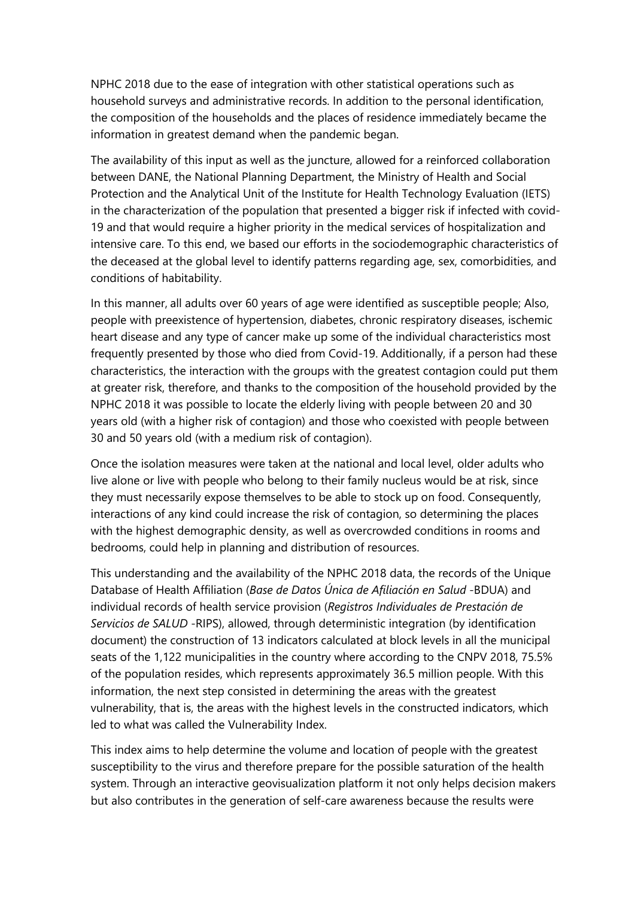NPHC 2018 due to the ease of integration with other statistical operations such as household surveys and administrative records. In addition to the personal identification, the composition of the households and the places of residence immediately became the information in greatest demand when the pandemic began.

The availability of this input as well as the juncture, allowed for a reinforced collaboration between DANE, the National Planning Department, the Ministry of Health and Social Protection and the Analytical Unit of the Institute for Health Technology Evaluation (IETS) in the characterization of the population that presented a bigger risk if infected with covid-19 and that would require a higher priority in the medical services of hospitalization and intensive care. To this end, we based our efforts in the sociodemographic characteristics of the deceased at the global level to identify patterns regarding age, sex, comorbidities, and conditions of habitability.

In this manner, all adults over 60 years of age were identified as susceptible people; Also, people with preexistence of hypertension, diabetes, chronic respiratory diseases, ischemic heart disease and any type of cancer make up some of the individual characteristics most frequently presented by those who died from Covid-19. Additionally, if a person had these characteristics, the interaction with the groups with the greatest contagion could put them at greater risk, therefore, and thanks to the composition of the household provided by the NPHC 2018 it was possible to locate the elderly living with people between 20 and 30 years old (with a higher risk of contagion) and those who coexisted with people between 30 and 50 years old (with a medium risk of contagion).

Once the isolation measures were taken at the national and local level, older adults who live alone or live with people who belong to their family nucleus would be at risk, since they must necessarily expose themselves to be able to stock up on food. Consequently, interactions of any kind could increase the risk of contagion, so determining the places with the highest demographic density, as well as overcrowded conditions in rooms and bedrooms, could help in planning and distribution of resources.

This understanding and the availability of the NPHC 2018 data, the records of the Unique Database of Health Affiliation (*Base de Datos Única de Afiliación en Salud* -BDUA) and individual records of health service provision (*Registros Individuales de Prestación de Servicios de SALUD* -RIPS), allowed, through deterministic integration (by identification document) the construction of 13 indicators calculated at block levels in all the municipal seats of the 1,122 municipalities in the country where according to the CNPV 2018, 75.5% of the population resides, which represents approximately 36.5 million people. With this information, the next step consisted in determining the areas with the greatest vulnerability, that is, the areas with the highest levels in the constructed indicators, which led to what was called the Vulnerability Index.

This index aims to help determine the volume and location of people with the greatest susceptibility to the virus and therefore prepare for the possible saturation of the health system. Through an interactive geovisualization platform it not only helps decision makers but also contributes in the generation of self-care awareness because the results were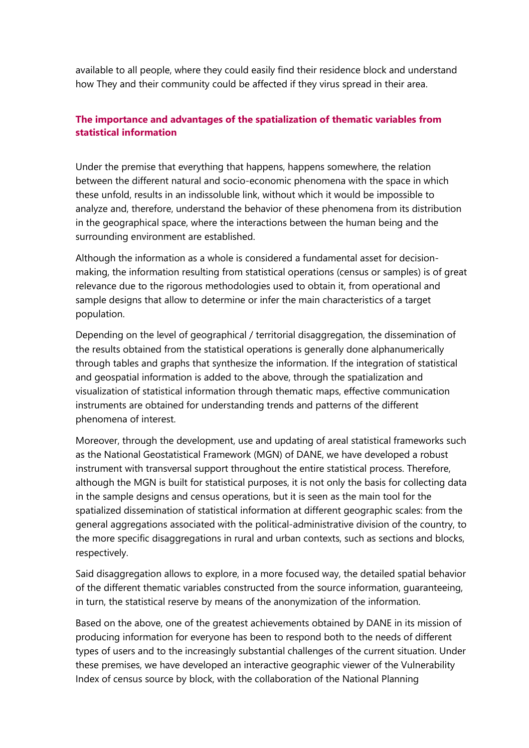available to all people, where they could easily find their residence block and understand how They and their community could be affected if they virus spread in their area.

## The importance and advantages of the spatialization of thematic variables from statistical information

Under the premise that everything that happens, happens somewhere, the relation between the different natural and socio-economic phenomena with the space in which these unfold, results in an indissoluble link, without which it would be impossible to analyze and, therefore, understand the behavior of these phenomena from its distribution in the geographical space, where the interactions between the human being and the surrounding environment are established.

Although the information as a whole is considered a fundamental asset for decision-making, the information resulting from statistical operations (census or samples) is of great relevance due to the rigorous methodologies used to obtain it, from operational and sample designs that allow to determine or infer the main characteristics of a target population.

Depending on the level of geographical / territorial disaggregation, the dissemination of the results obtained from the statistical operations is generally done alphanumerically through tables and graphs that synthesize the information. If the integration of statistical and geospatial information is added to the above, through the spatialization and visualization of statistical information through thematic maps, effective communication instruments are obtained for understanding trends and patterns of the different phenomena of interest.

Moreover, through the development, use and updating of areal statistical frameworks such as the National Geostatistical Framework (MGN) of DANE, we have developed a robust instrument with transversal support throughout the entire statistical process. Therefore, although the MGN is built for statistical purposes, it is not only the basis for collecting data in the sample designs and census operations, but it is seen as the main tool for the spatialized dissemination of statistical information at different geographic scales: from the general aggregations associated with the political-administrative division of the country, to the more specific disaggregations in rural and urban contexts, such as sections and blocks, respectively.

Said disaggregation allows to explore, in a more focused way, the detailed spatial behavior of the different thematic variables constructed from the source information, guaranteeing, in turn, the statistical reserve by means of the anonymization of the information.

Based on the above, one of the greatest achievements obtained by DANE in its mission of producing information for everyone has been to respond both to the needs of different types of users and to the increasingly substantial challenges of the current situation. Under these premises, we have developed an interactive geographic viewer of the Vulnerability Index of census source by block, with the collaboration of the National Planning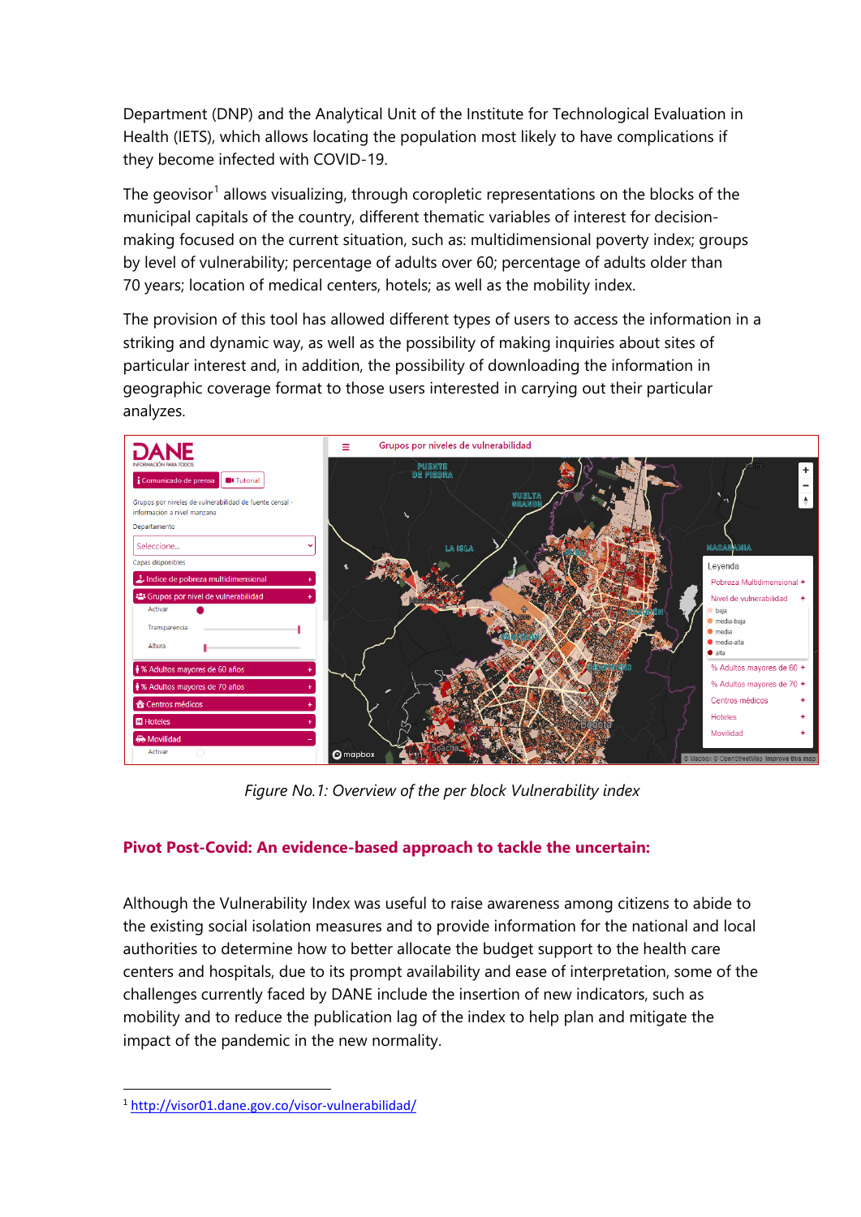Department (DNP) and the Analytical Unit of the Institute for Technological Evaluation in Health (IETS), which allows locating the population most likely to have complications if they become infected with COVID-19.

The geovisor[1] allows visualizing, through coropletic representations on the blocks of the municipal capitals of the country, different thematic variables of interest for decision-making focused on the current situation, such as: multidimensional poverty index; groups by level of vulnerability; percentage of adults over 60; percentage of adults older than 70 years; location of medical centers, hotels; as well as the mobility index.

The provision of this tool has allowed different types of users to access the information in a striking and dynamic way, as well as the possibility of making inquiries about sites of particular interest and, in addition, the possibility of downloading the information in geographic coverage format to those users interested in carrying out their particular analyzes.

*Figure No.1: Overview of the per block Vulnerability index*

## Pivot Post-Covid: An evidence-based approach to tackle the uncertain:

Although the Vulnerability Index was useful to raise awareness among citizens to abide to the existing social isolation measures and to provide information for the national and local authorities to determine how to better allocate the budget support to the health care centers and hospitals, due to its prompt availability and ease of interpretation, some of the challenges currently faced by DANE include the insertion of new indicators, such as mobility and to reduce the publication lag of the index to help plan and mitigate the impact of the pandemic in the new normality.

[1] http://visor01.dane.gov.co/visor-vulnerabilidad/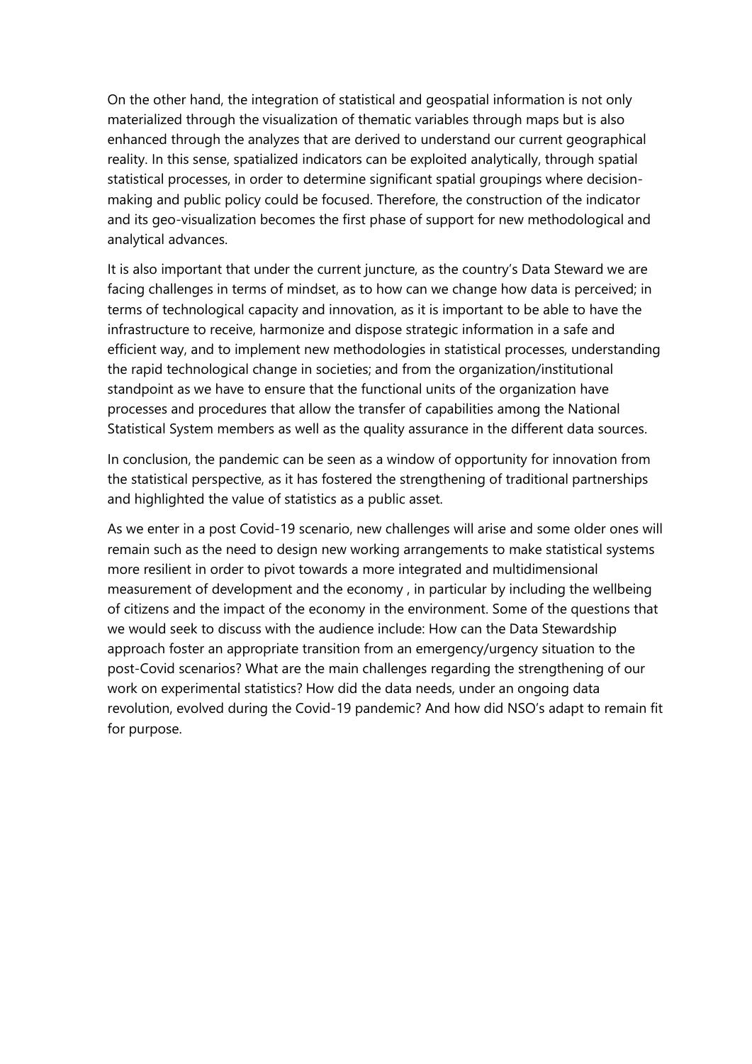On the other hand, the integration of statistical and geospatial information is not only materialized through the visualization of thematic variables through maps but is also enhanced through the analyzes that are derived to understand our current geographical reality. In this sense, spatialized indicators can be exploited analytically, through spatial statistical processes, in order to determine significant spatial groupings where decision-making and public policy could be focused. Therefore, the construction of the indicator and its geo-visualization becomes the first phase of support for new methodological and analytical advances.

It is also important that under the current juncture, as the country's Data Steward we are facing challenges in terms of mindset, as to how can we change how data is perceived; in terms of technological capacity and innovation, as it is important to be able to have the infrastructure to receive, harmonize and dispose strategic information in a safe and efficient way, and to implement new methodologies in statistical processes, understanding the rapid technological change in societies; and from the organization/institutional standpoint as we have to ensure that the functional units of the organization have processes and procedures that allow the transfer of capabilities among the National Statistical System members as well as the quality assurance in the different data sources.

In conclusion, the pandemic can be seen as a window of opportunity for innovation from the statistical perspective, as it has fostered the strengthening of traditional partnerships and highlighted the value of statistics as a public asset.

As we enter in a post Covid-19 scenario, new challenges will arise and some older ones will remain such as the need to design new working arrangements to make statistical systems more resilient in order to pivot towards a more integrated and multidimensional measurement of development and the economy , in particular by including the wellbeing of citizens and the impact of the economy in the environment. Some of the questions that we would seek to discuss with the audience include: How can the Data Stewardship approach foster an appropriate transition from an emergency/urgency situation to the post-Covid scenarios? What are the main challenges regarding the strengthening of our work on experimental statistics? How did the data needs, under an ongoing data revolution, evolved during the Covid-19 pandemic? And how did NSO's adapt to remain fit for purpose.